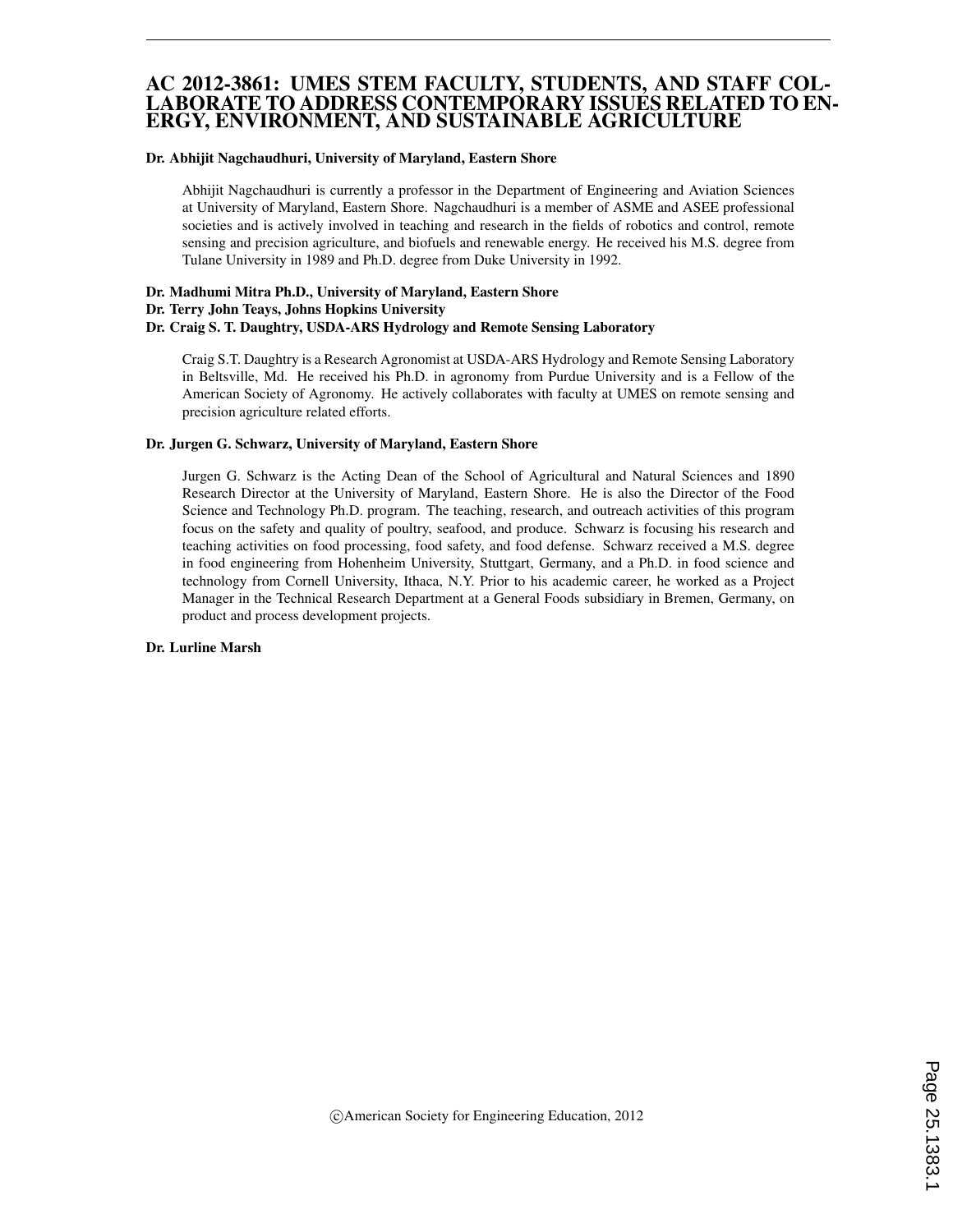# AC 2012-3861: UMES STEM FACULTY, STUDENTS, AND STAFF COLLABORATE TO ADDRESS CONTEMPORARY ISSUES RELATED TO ENERGY, ENVIRONMENT, AND SUSTAINABLE AGRICULTURE

**Dr. Abhijit Nagchaudhuri, University of Maryland, Eastern Shore**

Abhijit Nagchaudhuri is currently a professor in the Department of Engineering and Aviation Sciences at University of Maryland, Eastern Shore. Nagchaudhuri is a member of ASME and ASEE professional societies and is actively involved in teaching and research in the fields of robotics and control, remote sensing and precision agriculture, and biofuels and renewable energy. He received his M.S. degree from Tulane University in 1989 and Ph.D. degree from Duke University in 1992.

**Dr. Madhumi Mitra Ph.D., University of Maryland, Eastern Shore**
**Dr. Terry John Teays, Johns Hopkins University**
**Dr. Craig S. T. Daughtry, USDA-ARS Hydrology and Remote Sensing Laboratory**

Craig S.T. Daughtry is a Research Agronomist at USDA-ARS Hydrology and Remote Sensing Laboratory in Beltsville, Md. He received his Ph.D. in agronomy from Purdue University and is a Fellow of the American Society of Agronomy. He actively collaborates with faculty at UMES on remote sensing and precision agriculture related efforts.

**Dr. Jurgen G. Schwarz, University of Maryland, Eastern Shore**

Jurgen G. Schwarz is the Acting Dean of the School of Agricultural and Natural Sciences and 1890 Research Director at the University of Maryland, Eastern Shore. He is also the Director of the Food Science and Technology Ph.D. program. The teaching, research, and outreach activities of this program focus on the safety and quality of poultry, seafood, and produce. Schwarz is focusing his research and teaching activities on food processing, food safety, and food defense. Schwarz received a M.S. degree in food engineering from Hohenheim University, Stuttgart, Germany, and a Ph.D. in food science and technology from Cornell University, Ithaca, N.Y. Prior to his academic career, he worked as a Project Manager in the Technical Research Department at a General Foods subsidiary in Bremen, Germany, on product and process development projects.

**Dr. Lurline Marsh**

©American Society for Engineering Education, 2012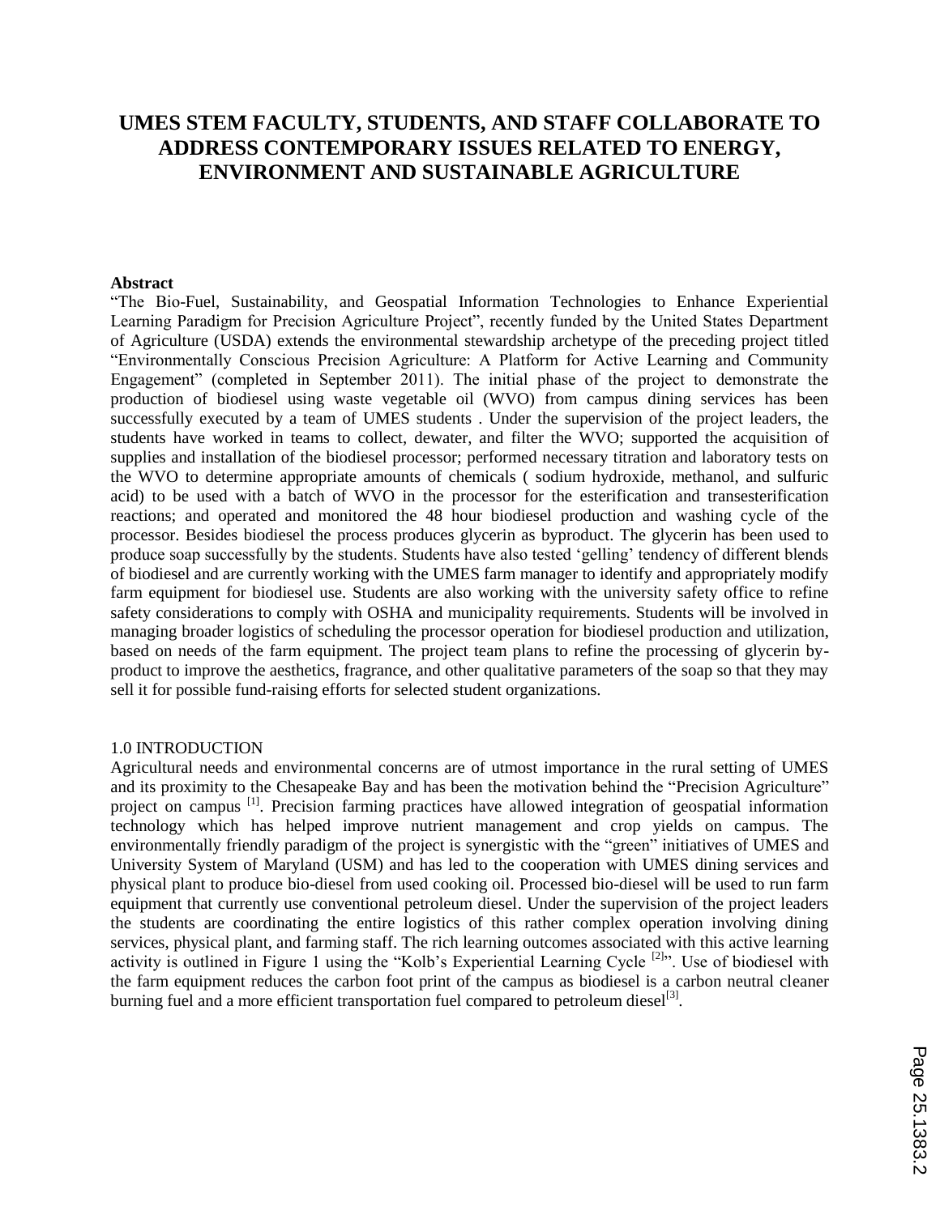# UMES STEM FACULTY, STUDENTS, AND STAFF COLLABORATE TO ADDRESS CONTEMPORARY ISSUES RELATED TO ENERGY, ENVIRONMENT AND SUSTAINABLE AGRICULTURE

**Abstract**

"The Bio-Fuel, Sustainability, and Geospatial Information Technologies to Enhance Experiential Learning Paradigm for Precision Agriculture Project", recently funded by the United States Department of Agriculture (USDA) extends the environmental stewardship archetype of the preceding project titled "Environmentally Conscious Precision Agriculture: A Platform for Active Learning and Community Engagement" (completed in September 2011). The initial phase of the project to demonstrate the production of biodiesel using waste vegetable oil (WVO) from campus dining services has been successfully executed by a team of UMES students . Under the supervision of the project leaders, the students have worked in teams to collect, dewater, and filter the WVO; supported the acquisition of supplies and installation of the biodiesel processor; performed necessary titration and laboratory tests on the WVO to determine appropriate amounts of chemicals ( sodium hydroxide, methanol, and sulfuric acid) to be used with a batch of WVO in the processor for the esterification and transesterification reactions; and operated and monitored the 48 hour biodiesel production and washing cycle of the processor. Besides biodiesel the process produces glycerin as byproduct. The glycerin has been used to produce soap successfully by the students. Students have also tested 'gelling' tendency of different blends of biodiesel and are currently working with the UMES farm manager to identify and appropriately modify farm equipment for biodiesel use. Students are also working with the university safety office to refine safety considerations to comply with OSHA and municipality requirements. Students will be involved in managing broader logistics of scheduling the processor operation for biodiesel production and utilization, based on needs of the farm equipment. The project team plans to refine the processing of glycerin by-product to improve the aesthetics, fragrance, and other qualitative parameters of the soap so that they may sell it for possible fund-raising efforts for selected student organizations.

## 1.0 INTRODUCTION

Agricultural needs and environmental concerns are of utmost importance in the rural setting of UMES and its proximity to the Chesapeake Bay and has been the motivation behind the "Precision Agriculture" project on campus [1]. Precision farming practices have allowed integration of geospatial information technology which has helped improve nutrient management and crop yields on campus. The environmentally friendly paradigm of the project is synergistic with the "green" initiatives of UMES and University System of Maryland (USM) and has led to the cooperation with UMES dining services and physical plant to produce bio-diesel from used cooking oil. Processed bio-diesel will be used to run farm equipment that currently use conventional petroleum diesel. Under the supervision of the project leaders the students are coordinating the entire logistics of this rather complex operation involving dining services, physical plant, and farming staff. The rich learning outcomes associated with this active learning activity is outlined in Figure 1 using the "Kolb's Experiential Learning Cycle [2]". Use of biodiesel with the farm equipment reduces the carbon foot print of the campus as biodiesel is a carbon neutral cleaner burning fuel and a more efficient transportation fuel compared to petroleum diesel[3].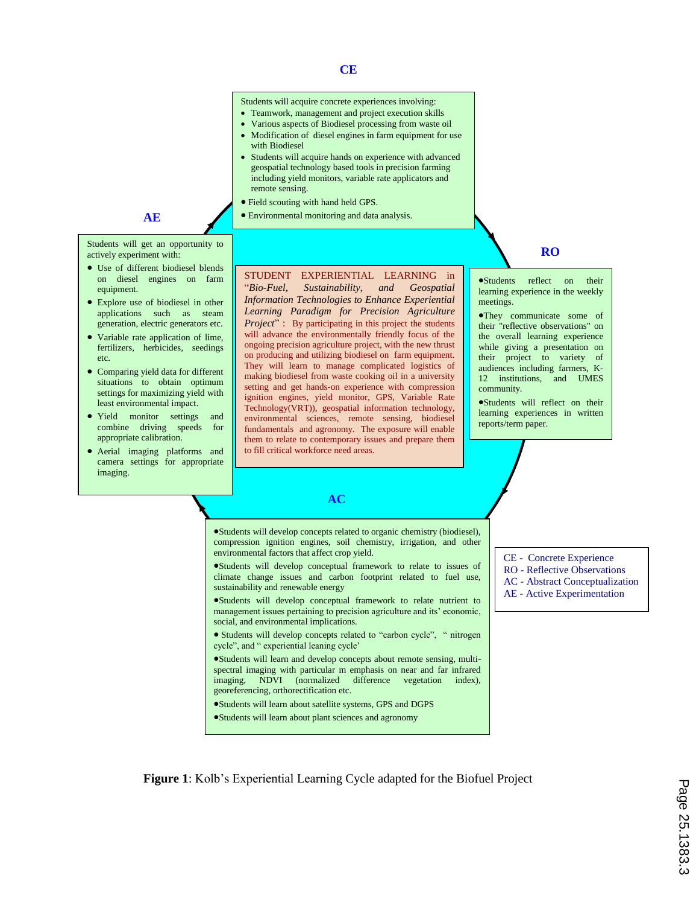**CE**

Students will acquire concrete experiences involving:

- Teamwork, management and project execution skills
- Various aspects of Biodiesel processing from waste oil
- Modification of diesel engines in farm equipment for use with Biodiesel
- Students will acquire hands on experience with advanced geospatial technology based tools in precision farming including yield monitors, variable rate applicators and remote sensing.
- Field scouting with hand held GPS.
- Environmental monitoring and data analysis.

**AE**

Students will get an opportunity to actively experiment with:

- Use of different biodiesel blends on diesel engines on farm equipment.
- Explore use of biodiesel in other applications such as steam generation, electric generators etc.
- Variable rate application of lime, fertilizers, herbicides, seedings etc.
- Comparing yield data for different situations to obtain optimum settings for maximizing yield with least environmental impact.
- Yield monitor settings and combine driving speeds for appropriate calibration.
- Aerial imaging platforms and camera settings for appropriate imaging.

STUDENT EXPERIENTIAL LEARNING in "*Bio-Fuel, Sustainability, and Geospatial Information Technologies to Enhance Experiential Learning Paradigm for Precision Agriculture Project*" : By participating in this project the students will advance the environmentally friendly focus of the ongoing precision agriculture project, with the new thrust on producing and utilizing biodiesel on farm equipment. They will learn to manage complicated logistics of making biodiesel from waste cooking oil in a university setting and get hands-on experience with compression ignition engines, yield monitor, GPS, Variable Rate Technology(VRT)), geospatial information technology, environmental sciences, remote sensing, biodiesel fundamentals and agronomy. The exposure will enable them to relate to contemporary issues and prepare them to fill critical workforce need areas.

**RO**

- Students reflect on their learning experience in the weekly meetings.
- They communicate some of their "reflective observations" on the overall learning experience while giving a presentation on their project to variety of audiences including farmers, K-12 institutions, and UMES community.
- Students will reflect on their learning experiences in written reports/term paper.

**AC**

- Students will develop concepts related to organic chemistry (biodiesel), compression ignition engines, soil chemistry, irrigation, and other environmental factors that affect crop yield.
- Students will develop conceptual framework to relate to issues of climate change issues and carbon footprint related to fuel use, sustainability and renewable energy
- Students will develop conceptual framework to relate nutrient to management issues pertaining to precision agriculture and its' economic, social, and environmental implications.
- Students will develop concepts related to "carbon cycle", " nitrogen cycle", and " experiential leaning cycle'
- Students will learn and develop concepts about remote sensing, multi-spectral imaging with particular m emphasis on near and far infrared imaging, NDVI (normalized difference vegetation index), georeferencing, orthorectification etc.
- Students will learn about satellite systems, GPS and DGPS
- Students will learn about plant sciences and agronomy

CE - Concrete Experience
RO - Reflective Observations
AC - Abstract Conceptualization
AE - Active Experimentation

**Figure 1**: Kolb's Experiential Learning Cycle adapted for the Biofuel Project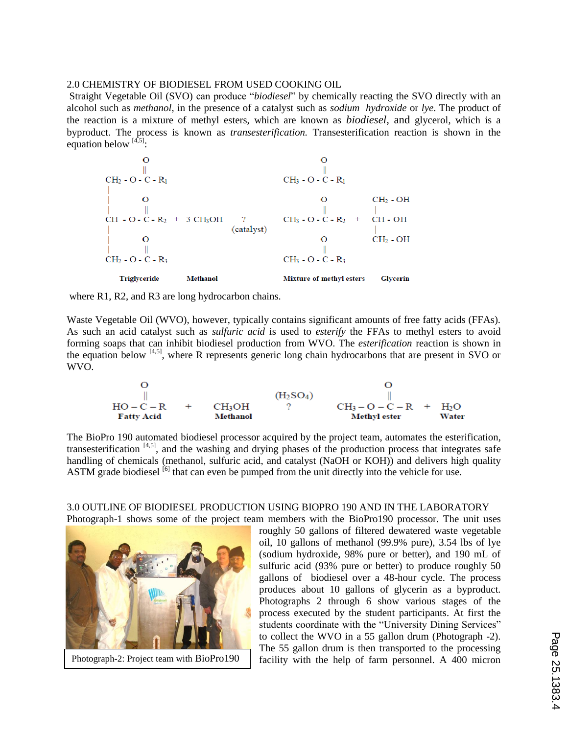## 2.0 CHEMISTRY OF BIODIESEL FROM USED COOKING OIL

Straight Vegetable Oil (SVO) can produce "*biodiesel*" by chemically reacting the SVO directly with an alcohol such as *methanol*, in the presence of a catalyst such as *sodium hydroxide* or *lye*. The product of the reaction is a mixture of methyl esters, which are known as *biodiesel*, and glycerol, which is a byproduct. The process is known as *transesterification*. Transesterification reaction is shown in the equation below [4,5]:

$$
\begin{array}{l}
CH_2 - O - \overset{O}{\overset{\|}{C}} - R_1 \\
CH - O - \overset{O}{\overset{\|}{C}} - R_2 \\
CH_2 - O - \overset{O}{\overset{\|}{C}} - R_3
\end{array}
\; + \; 3\, CH_3OH \; \xrightarrow{\text{(catalyst)}} \;
\begin{array}{l}
CH_3 - O - \overset{O}{\overset{\|}{C}} - R_1 \\
CH_3 - O - \overset{O}{\overset{\|}{C}} - R_2 \\
CH_3 - O - \overset{O}{\overset{\|}{C}} - R_3
\end{array}
\; + \;
\begin{array}{l}
CH_2 - OH \\
CH - OH \\
CH_2 - OH
\end{array}
$$

**Triglyceride** **Methanol** **Mixture of methyl esters** **Glycerin**

where R1, R2, and R3 are long hydrocarbon chains.

Waste Vegetable Oil (WVO), however, typically contains significant amounts of free fatty acids (FFAs). As such an acid catalyst such as *sulfuric acid* is used to *esterify* the FFAs to methyl esters to avoid forming soaps that can inhibit biodiesel production from WVO. The *esterification* reaction is shown in the equation below [4,5], where R represents generic long chain hydrocarbons that are present in SVO or WVO.

$$
\underset{\textbf{Fatty Acid}}{HO - \overset{O}{\overset{\|}{C}} - R} \; + \; \underset{\textbf{Methanol}}{CH_3OH} \; \xrightarrow{(H_2SO_4)} \; \underset{\textbf{Methyl ester}}{CH_3 - O - \overset{O}{\overset{\|}{C}} - R} \; + \; \underset{\textbf{Water}}{H_2O}
$$

The BioPro 190 automated biodiesel processor acquired by the project team, automates the esterification, transesterification [4,5], and the washing and drying phases of the production process that integrates safe handling of chemicals (methanol, sulfuric acid, and catalyst (NaOH or KOH)) and delivers high quality ASTM grade biodiesel [6] that can even be pumped from the unit directly into the vehicle for use.

## 3.0 OUTLINE OF BIODIESEL PRODUCTION USING BIOPRO 190 AND IN THE LABORATORY

Photograph-1 shows some of the project team members with the BioPro190 processor. The unit uses roughly 50 gallons of filtered dewatered waste vegetable oil, 10 gallons of methanol (99.9% pure), 3.54 lbs of lye (sodium hydroxide, 98% pure or better), and 190 mL of sulfuric acid (93% pure or better) to produce roughly 50 gallons of biodiesel over a 48-hour cycle. The process produces about 10 gallons of glycerin as a byproduct. Photographs 2 through 6 show various stages of the process executed by the student participants. At first the students coordinate with the "University Dining Services" to collect the WVO in a 55 gallon drum (Photograph -2). The 55 gallon drum is then transported to the processing facility with the help of farm personnel. A 400 micron

Photograph-2: Project team with BioPro190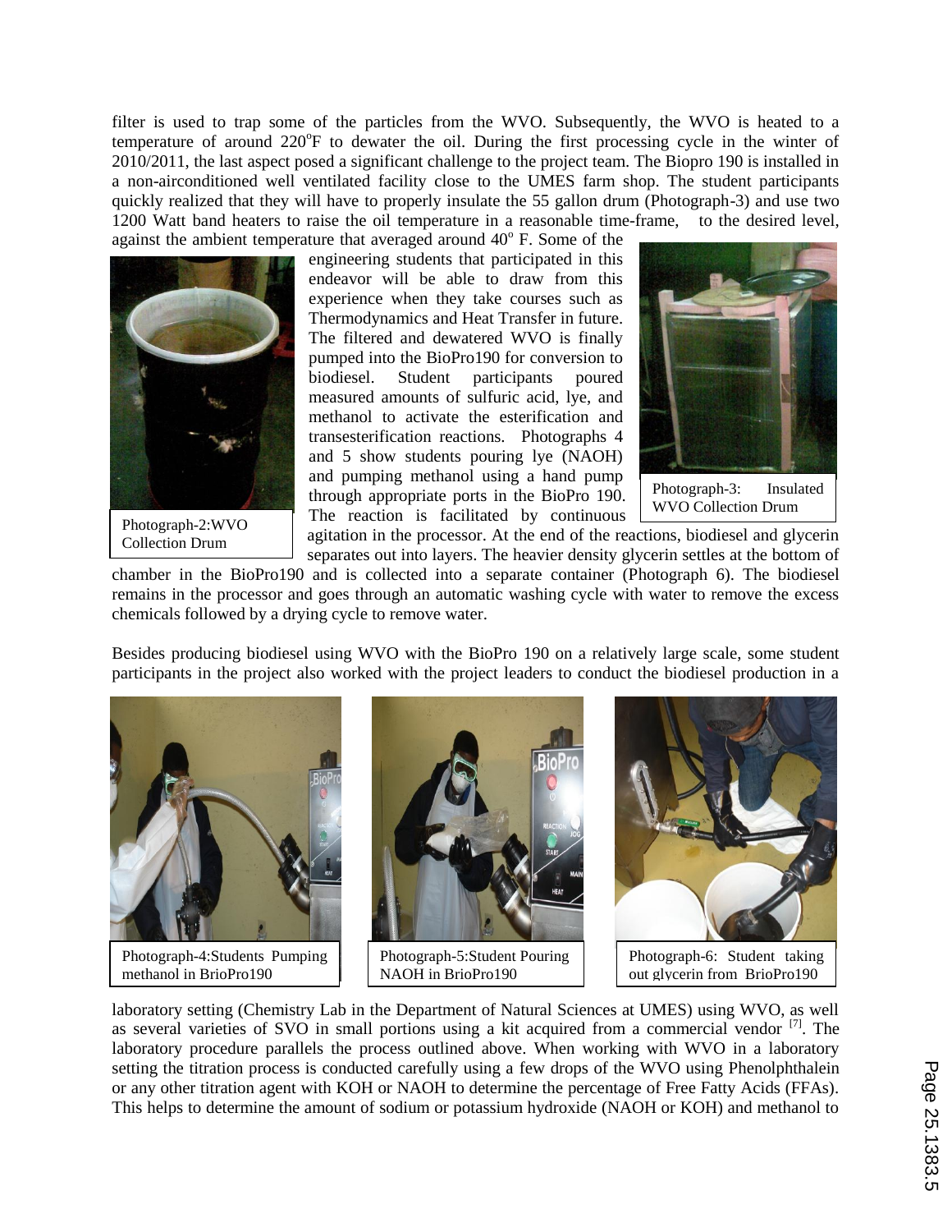filter is used to trap some of the particles from the WVO. Subsequently, the WVO is heated to a temperature of around 220°F to dewater the oil. During the first processing cycle in the winter of 2010/2011, the last aspect posed a significant challenge to the project team. The Biopro 190 is installed in a non-airconditioned well ventilated facility close to the UMES farm shop. The student participants quickly realized that they will have to properly insulate the 55 gallon drum (Photograph-3) and use two 1200 Watt band heaters to raise the oil temperature in a reasonable time-frame, to the desired level, against the ambient temperature that averaged around 40° F. Some of the engineering students that participated in this endeavor will be able to draw from this experience when they take courses such as Thermodynamics and Heat Transfer in future. The filtered and dewatered WVO is finally pumped into the BioPro190 for conversion to biodiesel. Student participants poured measured amounts of sulfuric acid, lye, and methanol to activate the esterification and transesterification reactions. Photographs 4 and 5 show students pouring lye (NAOH) and pumping methanol using a hand pump through appropriate ports in the BioPro 190. The reaction is facilitated by continuous agitation in the processor. At the end of the reactions, biodiesel and glycerin separates out into layers. The heavier density glycerin settles at the bottom of chamber in the BioPro190 and is collected into a separate container (Photograph 6). The biodiesel remains in the processor and goes through an automatic washing cycle with water to remove the excess chemicals followed by a drying cycle to remove water.

Photograph-2:WVO Collection Drum

Photograph-3: Insulated WVO Collection Drum

Besides producing biodiesel using WVO with the BioPro 190 on a relatively large scale, some student participants in the project also worked with the project leaders to conduct the biodiesel production in a laboratory setting (Chemistry Lab in the Department of Natural Sciences at UMES) using WVO, as well as several varieties of SVO in small portions using a kit acquired from a commercial vendor [7]. The laboratory procedure parallels the process outlined above. When working with WVO in a laboratory setting the titration process is conducted carefully using a few drops of the WVO using Phenolphthalein or any other titration agent with KOH or NAOH to determine the percentage of Free Fatty Acids (FFAs). This helps to determine the amount of sodium or potassium hydroxide (NAOH or KOH) and methanol to

Photograph-4:Students Pumping methanol in BrioPro190

Photograph-5:Student Pouring NAOH in BrioPro190

Photograph-6: Student taking out glycerin from BrioPro190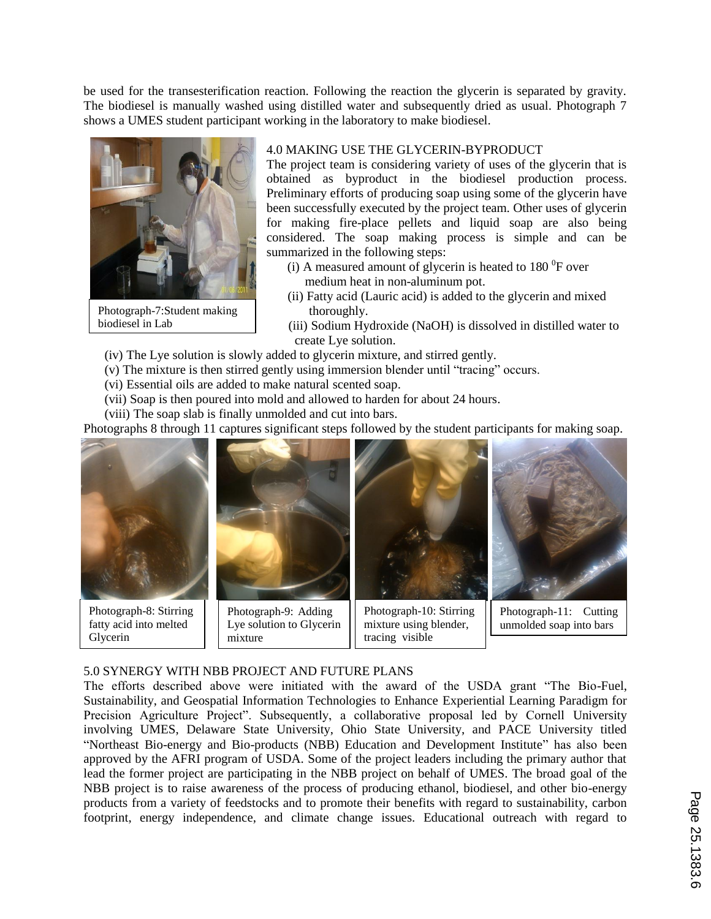be used for the transesterification reaction. Following the reaction the glycerin is separated by gravity. The biodiesel is manually washed using distilled water and subsequently dried as usual. Photograph 7 shows a UMES student participant working in the laboratory to make biodiesel.

Photograph-7:Student making biodiesel in Lab

## 4.0 MAKING USE THE GLYCERIN-BYPRODUCT

The project team is considering variety of uses of the glycerin that is obtained as byproduct in the biodiesel production process. Preliminary efforts of producing soap using some of the glycerin have been successfully executed by the project team. Other uses of glycerin for making fire-place pellets and liquid soap are also being considered. The soap making process is simple and can be summarized in the following steps:

(i) A measured amount of glycerin is heated to 180 $^0$F over medium heat in non-aluminum pot.
(ii) Fatty acid (Lauric acid) is added to the glycerin and mixed thoroughly.
(iii) Sodium Hydroxide (NaOH) is dissolved in distilled water to create Lye solution.
(iv) The Lye solution is slowly added to glycerin mixture, and stirred gently.
(v) The mixture is then stirred gently using immersion blender until "tracing" occurs.
(vi) Essential oils are added to make natural scented soap.
(vii) Soap is then poured into mold and allowed to harden for about 24 hours.
(viii) The soap slab is finally unmolded and cut into bars.

Photographs 8 through 11 captures significant steps followed by the student participants for making soap.

Photograph-8: Stirring fatty acid into melted Glycerin

Photograph-9: Adding Lye solution to Glycerin mixture

Photograph-10: Stirring mixture using blender, tracing visible

Photograph-11: Cutting unmolded soap into bars

## 5.0 SYNERGY WITH NBB PROJECT AND FUTURE PLANS

The efforts described above were initiated with the award of the USDA grant "The Bio-Fuel, Sustainability, and Geospatial Information Technologies to Enhance Experiential Learning Paradigm for Precision Agriculture Project". Subsequently, a collaborative proposal led by Cornell University involving UMES, Delaware State University, Ohio State University, and PACE University titled "Northeast Bio-energy and Bio-products (NBB) Education and Development Institute" has also been approved by the AFRI program of USDA. Some of the project leaders including the primary author that lead the former project are participating in the NBB project on behalf of UMES. The broad goal of the NBB project is to raise awareness of the process of producing ethanol, biodiesel, and other bio-energy products from a variety of feedstocks and to promote their benefits with regard to sustainability, carbon footprint, energy independence, and climate change issues. Educational outreach with regard to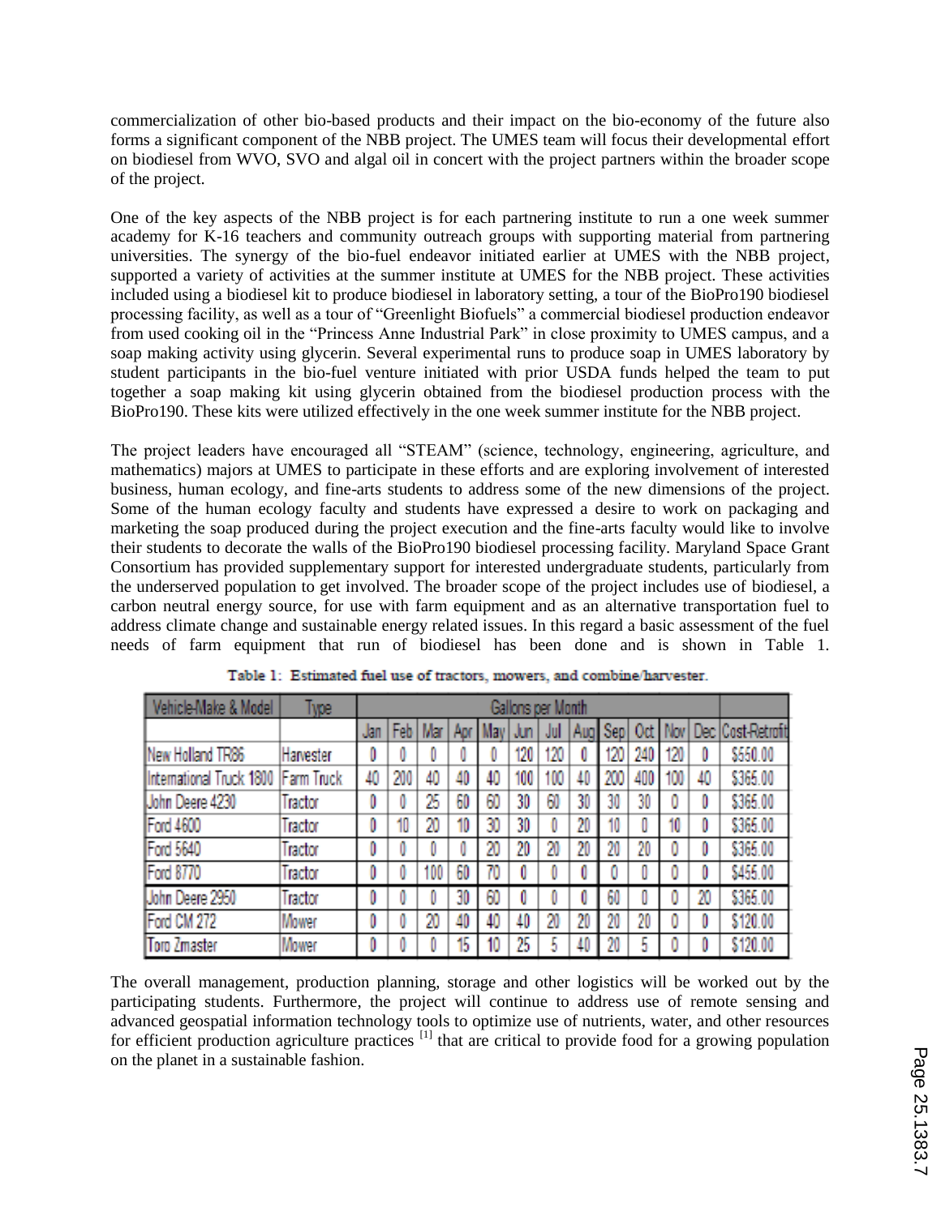commercialization of other bio-based products and their impact on the bio-economy of the future also forms a significant component of the NBB project. The UMES team will focus their developmental effort on biodiesel from WVO, SVO and algal oil in concert with the project partners within the broader scope of the project.

One of the key aspects of the NBB project is for each partnering institute to run a one week summer academy for K-16 teachers and community outreach groups with supporting material from partnering universities. The synergy of the bio-fuel endeavor initiated earlier at UMES with the NBB project, supported a variety of activities at the summer institute at UMES for the NBB project. These activities included using a biodiesel kit to produce biodiesel in laboratory setting, a tour of the BioPro190 biodiesel processing facility, as well as a tour of "Greenlight Biofuels" a commercial biodiesel production endeavor from used cooking oil in the "Princess Anne Industrial Park" in close proximity to UMES campus, and a soap making activity using glycerin. Several experimental runs to produce soap in UMES laboratory by student participants in the bio-fuel venture initiated with prior USDA funds helped the team to put together a soap making kit using glycerin obtained from the biodiesel production process with the BioPro190. These kits were utilized effectively in the one week summer institute for the NBB project.

The project leaders have encouraged all "STEAM" (science, technology, engineering, agriculture, and mathematics) majors at UMES to participate in these efforts and are exploring involvement of interested business, human ecology, and fine-arts students to address some of the new dimensions of the project. Some of the human ecology faculty and students have expressed a desire to work on packaging and marketing the soap produced during the project execution and the fine-arts faculty would like to involve their students to decorate the walls of the BioPro190 biodiesel processing facility. Maryland Space Grant Consortium has provided supplementary support for interested undergraduate students, particularly from the underserved population to get involved. The broader scope of the project includes use of biodiesel, a carbon neutral energy source, for use with farm equipment and as an alternative transportation fuel to address climate change and sustainable energy related issues. In this regard a basic assessment of the fuel needs of farm equipment that run of biodiesel has been done and is shown in Table 1.

Table 1: Estimated fuel use of tractors, mowers, and combine/harvester.

| Vehicle-Make & Model | Type | Gallons per Month | | | | | | | | | | | | |
|---|---|---|---|---|---|---|---|---|---|---|---|---|---|---|
| | | Jan | Feb | Mar | Apr | May | Jun | Jul | Aug | Sep | Oct | Nov | Dec | Cost-Retrofit |
| New Holland TR86 | Harvester | 0 | 0 | 0 | 0 | 0 | 120 | 120 | 0 | 120 | 240 | 120 | 0 | $550.00 |
| International Truck 1800 | Farm Truck | 40 | 200 | 40 | 40 | 40 | 100 | 100 | 40 | 200 | 400 | 100 | 40 | $365.00 |
| John Deere 4230 | Tractor | 0 | 0 | 25 | 60 | 60 | 30 | 60 | 30 | 30 | 30 | 0 | 0 | $365.00 |
| Ford 4600 | Tractor | 0 | 10 | 20 | 10 | 30 | 30 | 0 | 20 | 10 | 0 | 10 | 0 | $365.00 |
| Ford 5640 | Tractor | 0 | 0 | 0 | 0 | 20 | 20 | 20 | 20 | 20 | 20 | 0 | 0 | $365.00 |
| Ford 8770 | Tractor | 0 | 0 | 100 | 60 | 70 | 0 | 0 | 0 | 0 | 0 | 0 | 0 | $455.00 |
| John Deere 2950 | Tractor | 0 | 0 | 0 | 30 | 60 | 0 | 0 | 0 | 60 | 0 | 0 | 20 | $365.00 |
| Ford CM 272 | Mower | 0 | 0 | 20 | 40 | 40 | 40 | 20 | 20 | 20 | 20 | 0 | 0 | $120.00 |
| Toro Zmaster | Mower | 0 | 0 | 0 | 15 | 10 | 25 | 5 | 40 | 20 | 5 | 0 | 0 | $120.00 |

The overall management, production planning, storage and other logistics will be worked out by the participating students. Furthermore, the project will continue to address use of remote sensing and advanced geospatial information technology tools to optimize use of nutrients, water, and other resources for efficient production agriculture practices [1] that are critical to provide food for a growing population on the planet in a sustainable fashion.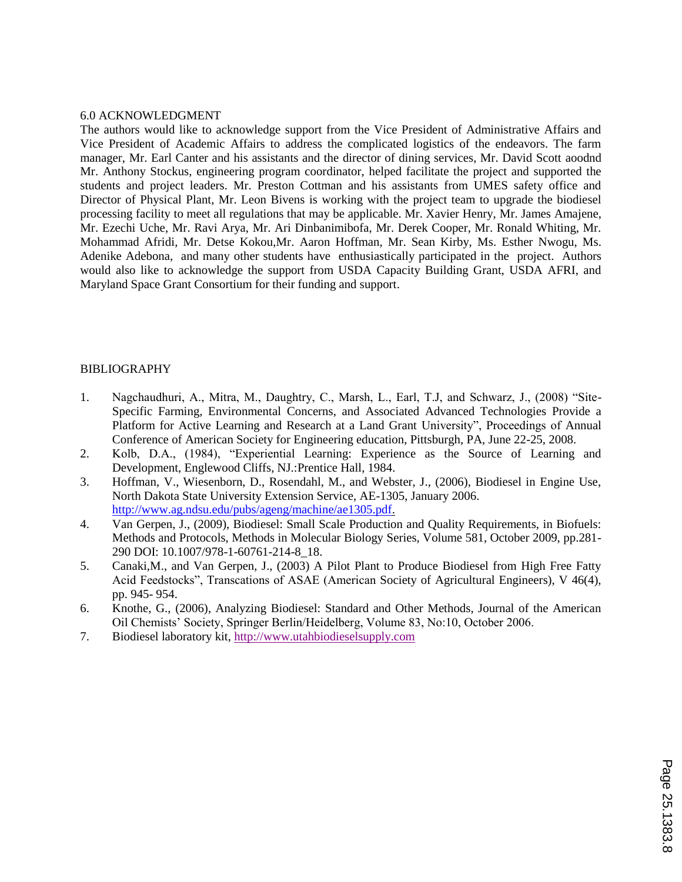## 6.0 ACKNOWLEDGMENT

The authors would like to acknowledge support from the Vice President of Administrative Affairs and Vice President of Academic Affairs to address the complicated logistics of the endeavors. The farm manager, Mr. Earl Canter and his assistants and the director of dining services, Mr. David Scott aoodnd Mr. Anthony Stockus, engineering program coordinator, helped facilitate the project and supported the students and project leaders. Mr. Preston Cottman and his assistants from UMES safety office and Director of Physical Plant, Mr. Leon Bivens is working with the project team to upgrade the biodiesel processing facility to meet all regulations that may be applicable. Mr. Xavier Henry, Mr. James Amajene, Mr. Ezechi Uche, Mr. Ravi Arya, Mr. Ari Dinbanimibofa, Mr. Derek Cooper, Mr. Ronald Whiting, Mr. Mohammad Afridi, Mr. Detse Kokou,Mr. Aaron Hoffman, Mr. Sean Kirby, Ms. Esther Nwogu, Ms. Adenike Adebona, and many other students have enthusiastically participated in the project. Authors would also like to acknowledge the support from USDA Capacity Building Grant, USDA AFRI, and Maryland Space Grant Consortium for their funding and support.

## BIBLIOGRAPHY

1. Nagchaudhuri, A., Mitra, M., Daughtry, C., Marsh, L., Earl, T.J, and Schwarz, J., (2008) "Site-Specific Farming, Environmental Concerns, and Associated Advanced Technologies Provide a Platform for Active Learning and Research at a Land Grant University", Proceedings of Annual Conference of American Society for Engineering education, Pittsburgh, PA, June 22-25, 2008.
2. Kolb, D.A., (1984), "Experiential Learning: Experience as the Source of Learning and Development, Englewood Cliffs, NJ.:Prentice Hall, 1984.
3. Hoffman, V., Wiesenborn, D., Rosendahl, M., and Webster, J., (2006), Biodiesel in Engine Use, North Dakota State University Extension Service, AE-1305, January 2006. http://www.ag.ndsu.edu/pubs/ageng/machine/ae1305.pdf.
4. Van Gerpen, J., (2009), Biodiesel: Small Scale Production and Quality Requirements, in Biofuels: Methods and Protocols, Methods in Molecular Biology Series, Volume 581, October 2009, pp.281-290 DOI: 10.1007/978-1-60761-214-8_18.
5. Canaki,M., and Van Gerpen, J., (2003) A Pilot Plant to Produce Biodiesel from High Free Fatty Acid Feedstocks", Transcations of ASAE (American Society of Agricultural Engineers), V 46(4), pp. 945- 954.
6. Knothe, G., (2006), Analyzing Biodiesel: Standard and Other Methods, Journal of the American Oil Chemists' Society, Springer Berlin/Heidelberg, Volume 83, No:10, October 2006.
7. Biodiesel laboratory kit, http://www.utahbiodieselsupply.com